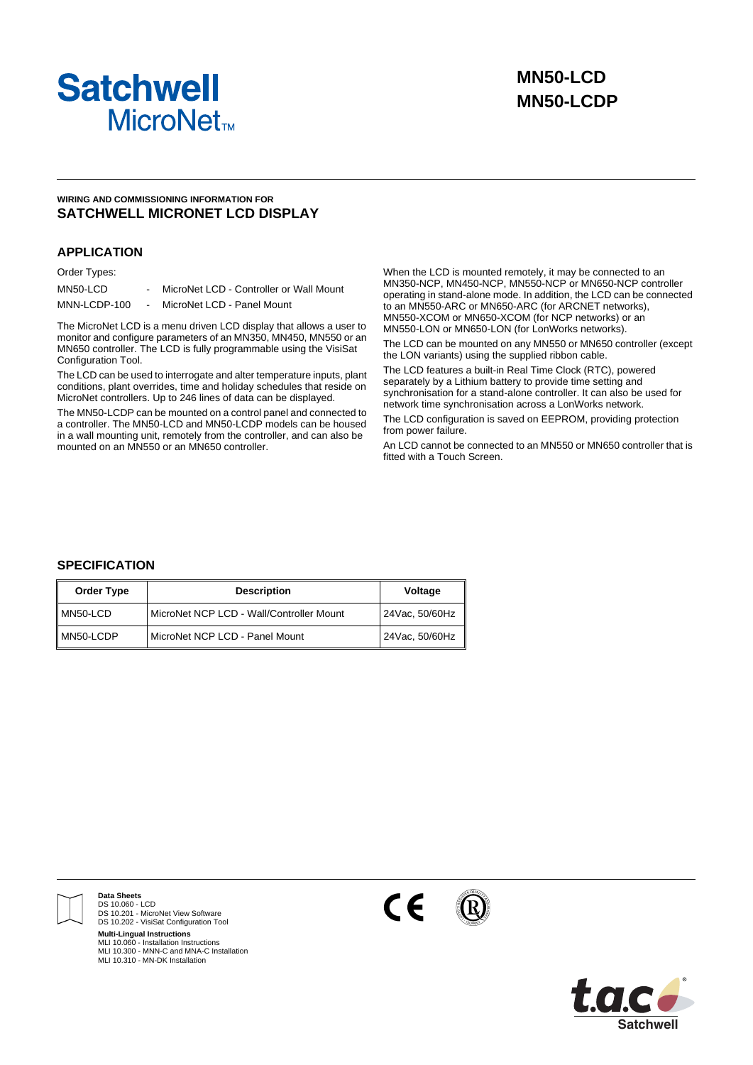# Satchwell MicroNet™

# MN50-LCD
# MN50-LCDP

**WIRING AND COMMISSIONING INFORMATION FOR**

## SATCHWELL MICRONET LCD DISPLAY

## APPLICATION

Order Types:

MN50-LCD - MicroNet LCD - Controller or Wall Mount

MNN-LCDP-100 - MicroNet LCD - Panel Mount

The MicroNet LCD is a menu driven LCD display that allows a user to monitor and configure parameters of an MN350, MN450, MN550 or an MN650 controller. The LCD is fully programmable using the VisiSat Configuration Tool.

The LCD can be used to interrogate and alter temperature inputs, plant conditions, plant overrides, time and holiday schedules that reside on MicroNet controllers. Up to 246 lines of data can be displayed.

The MN50-LCDP can be mounted on a control panel and connected to a controller. The MN50-LCD and MN50-LCDP models can be housed in a wall mounting unit, remotely from the controller, and can also be mounted on an MN550 or an MN650 controller.

When the LCD is mounted remotely, it may be connected to an MN350-NCP, MN450-NCP, MN550-NCP or MN650-NCP controller operating in stand-alone mode. In addition, the LCD can be connected to an MN550-ARC or MN650-ARC (for ARCNET networks), MN550-XCOM or MN650-XCOM (for NCP networks) or an MN550-LON or MN650-LON (for LonWorks networks).

The LCD can be mounted on any MN550 or MN650 controller (except the LON variants) using the supplied ribbon cable.

The LCD features a built-in Real Time Clock (RTC), powered separately by a Lithium battery to provide time setting and synchronisation for a stand-alone controller. It can also be used for network time synchronisation across a LonWorks network.

The LCD configuration is saved on EEPROM, providing protection from power failure.

An LCD cannot be connected to an MN550 or MN650 controller that is fitted with a Touch Screen.

## SPECIFICATION

| Order Type | Description | Voltage |
|---|---|---|
| MN50-LCD | MicroNet NCP LCD - Wall/Controller Mount | 24Vac, 50/60Hz |
| MN50-LCDP | MicroNet NCP LCD - Panel Mount | 24Vac, 50/60Hz |

**Data Sheets**
DS 10.060 - LCD
DS 10.201 - MicroNet View Software
DS 10.202 - VisiSat Configuration Tool

**Multi-Lingual Instructions**
MLI 10.060 - Installation Instructions
MLI 10.300 - MNN-C and MNA-C Installation
MLI 10.310 - MN-DK Installation

t.a.c Satchwell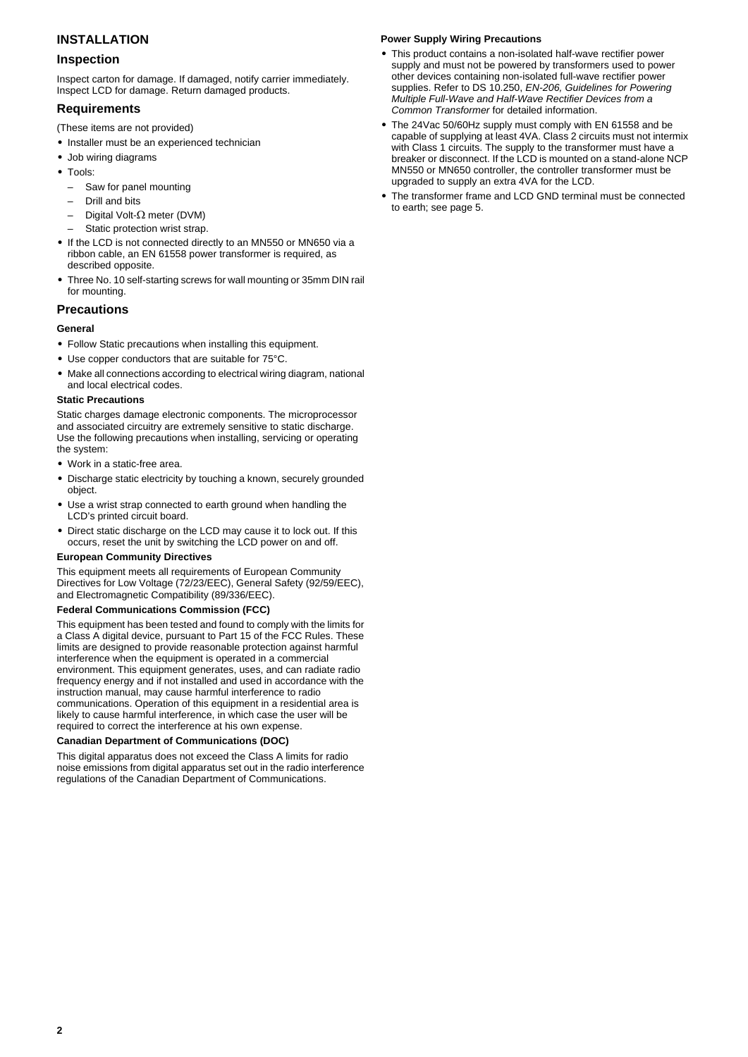# INSTALLATION

## Inspection

Inspect carton for damage. If damaged, notify carrier immediately. Inspect LCD for damage. Return damaged products.

## Requirements

(These items are not provided)

- Installer must be an experienced technician
- Job wiring diagrams
- Tools:
  - Saw for panel mounting
  - Drill and bits
  - Digital Volt-Ω meter (DVM)
  - Static protection wrist strap.
- If the LCD is not connected directly to an MN550 or MN650 via a ribbon cable, an EN 61558 power transformer is required, as described opposite.
- Three No. 10 self-starting screws for wall mounting or 35mm DIN rail for mounting.

## Precautions

#### General

- Follow Static precautions when installing this equipment.
- Use copper conductors that are suitable for 75°C.
- Make all connections according to electrical wiring diagram, national and local electrical codes.

#### Static Precautions

Static charges damage electronic components. The microprocessor and associated circuitry are extremely sensitive to static discharge. Use the following precautions when installing, servicing or operating the system:

- Work in a static-free area.
- Discharge static electricity by touching a known, securely grounded object.
- Use a wrist strap connected to earth ground when handling the LCD's printed circuit board.
- Direct static discharge on the LCD may cause it to lock out. If this occurs, reset the unit by switching the LCD power on and off.

#### European Community Directives

This equipment meets all requirements of European Community Directives for Low Voltage (72/23/EEC), General Safety (92/59/EEC), and Electromagnetic Compatibility (89/336/EEC).

#### Federal Communications Commission (FCC)

This equipment has been tested and found to comply with the limits for a Class A digital device, pursuant to Part 15 of the FCC Rules. These limits are designed to provide reasonable protection against harmful interference when the equipment is operated in a commercial environment. This equipment generates, uses, and can radiate radio frequency energy and if not installed and used in accordance with the instruction manual, may cause harmful interference to radio communications. Operation of this equipment in a residential area is likely to cause harmful interference, in which case the user will be required to correct the interference at his own expense.

#### Canadian Department of Communications (DOC)

This digital apparatus does not exceed the Class A limits for radio noise emissions from digital apparatus set out in the radio interference regulations of the Canadian Department of Communications.

#### Power Supply Wiring Precautions

- This product contains a non-isolated half-wave rectifier power supply and must not be powered by transformers used to power other devices containing non-isolated full-wave rectifier power supplies. Refer to DS 10.250, *EN-206, Guidelines for Powering Multiple Full-Wave and Half-Wave Rectifier Devices from a Common Transformer* for detailed information.
- The 24Vac 50/60Hz supply must comply with EN 61558 and be capable of supplying at least 4VA. Class 2 circuits must not intermix with Class 1 circuits. The supply to the transformer must have a breaker or disconnect. If the LCD is mounted on a stand-alone NCP MN550 or MN650 controller, the controller transformer must be upgraded to supply an extra 4VA for the LCD.
- The transformer frame and LCD GND terminal must be connected to earth; see page 5.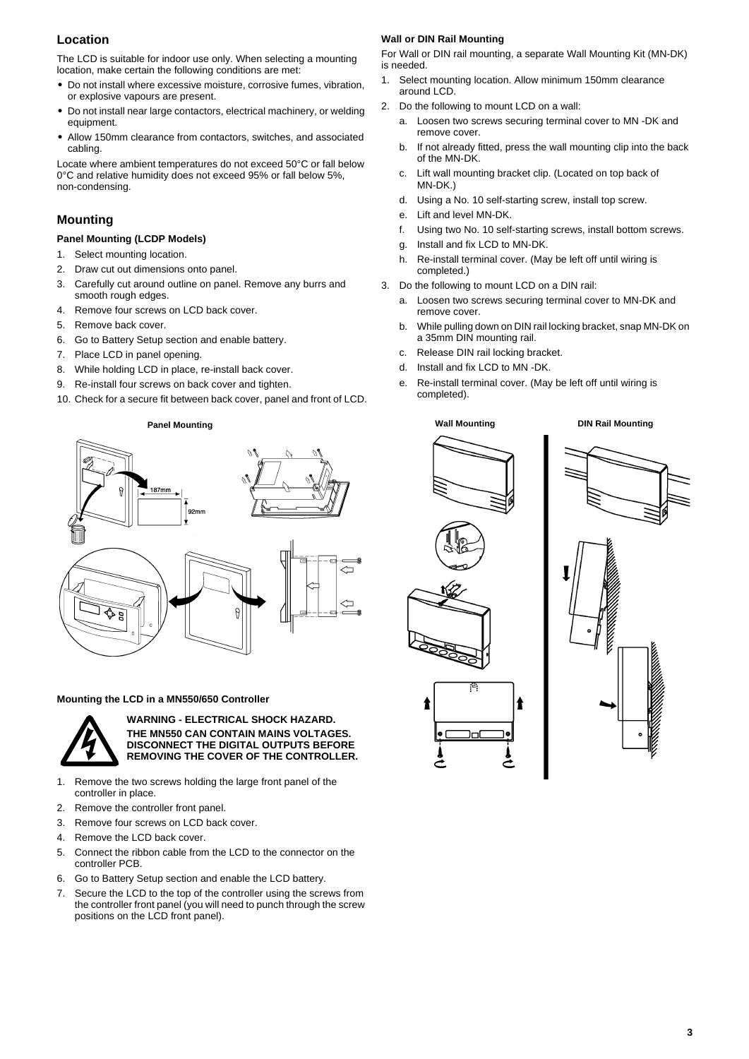## Location

The LCD is suitable for indoor use only. When selecting a mounting location, make certain the following conditions are met:

- Do not install where excessive moisture, corrosive fumes, vibration, or explosive vapours are present.
- Do not install near large contactors, electrical machinery, or welding equipment.
- Allow 150mm clearance from contactors, switches, and associated cabling.

Locate where ambient temperatures do not exceed 50°C or fall below 0°C and relative humidity does not exceed 95% or fall below 5%, non-condensing.

## Mounting

### Panel Mounting (LCDP Models)

1. Select mounting location.
2. Draw cut out dimensions onto panel.
3. Carefully cut around outline on panel. Remove any burrs and smooth rough edges.
4. Remove four screws on LCD back cover.
5. Remove back cover.
6. Go to Battery Setup section and enable battery.
7. Place LCD in panel opening.
8. While holding LCD in place, re-install back cover.
9. Re-install four screws on back cover and tighten.
10. Check for a secure fit between back cover, panel and front of LCD.

**Panel Mounting**

187mm

92mm

### Mounting the LCD in a MN550/650 Controller

**WARNING - ELECTRICAL SHOCK HAZARD.**
**THE MN550 CAN CONTAIN MAINS VOLTAGES. DISCONNECT THE DIGITAL OUTPUTS BEFORE REMOVING THE COVER OF THE CONTROLLER.**

1. Remove the two screws holding the large front panel of the controller in place.
2. Remove the controller front panel.
3. Remove four screws on LCD back cover.
4. Remove the LCD back cover.
5. Connect the ribbon cable from the LCD to the connector on the controller PCB.
6. Go to Battery Setup section and enable the LCD battery.
7. Secure the LCD to the top of the controller using the screws from the controller front panel (you will need to punch through the screw positions on the LCD front panel).

### Wall or DIN Rail Mounting

For Wall or DIN rail mounting, a separate Wall Mounting Kit (MN-DK) is needed.

1. Select mounting location. Allow minimum 150mm clearance around LCD.
2. Do the following to mount LCD on a wall:
   a. Loosen two screws securing terminal cover to MN -DK and remove cover.
   b. If not already fitted, press the wall mounting clip into the back of the MN-DK.
   c. Lift wall mounting bracket clip. (Located on top back of MN-DK.)
   d. Using a No. 10 self-starting screw, install top screw.
   e. Lift and level MN-DK.
   f. Using two No. 10 self-starting screws, install bottom screws.
   g. Install and fix LCD to MN-DK.
   h. Re-install terminal cover. (May be left off until wiring is completed.)
3. Do the following to mount LCD on a DIN rail:
   a. Loosen two screws securing terminal cover to MN-DK and remove cover.
   b. While pulling down on DIN rail locking bracket, snap MN-DK on a 35mm DIN mounting rail.
   c. Release DIN rail locking bracket.
   d. Install and fix LCD to MN -DK.
   e. Re-install terminal cover. (May be left off until wiring is completed).

**Wall Mounting** **DIN Rail Mounting**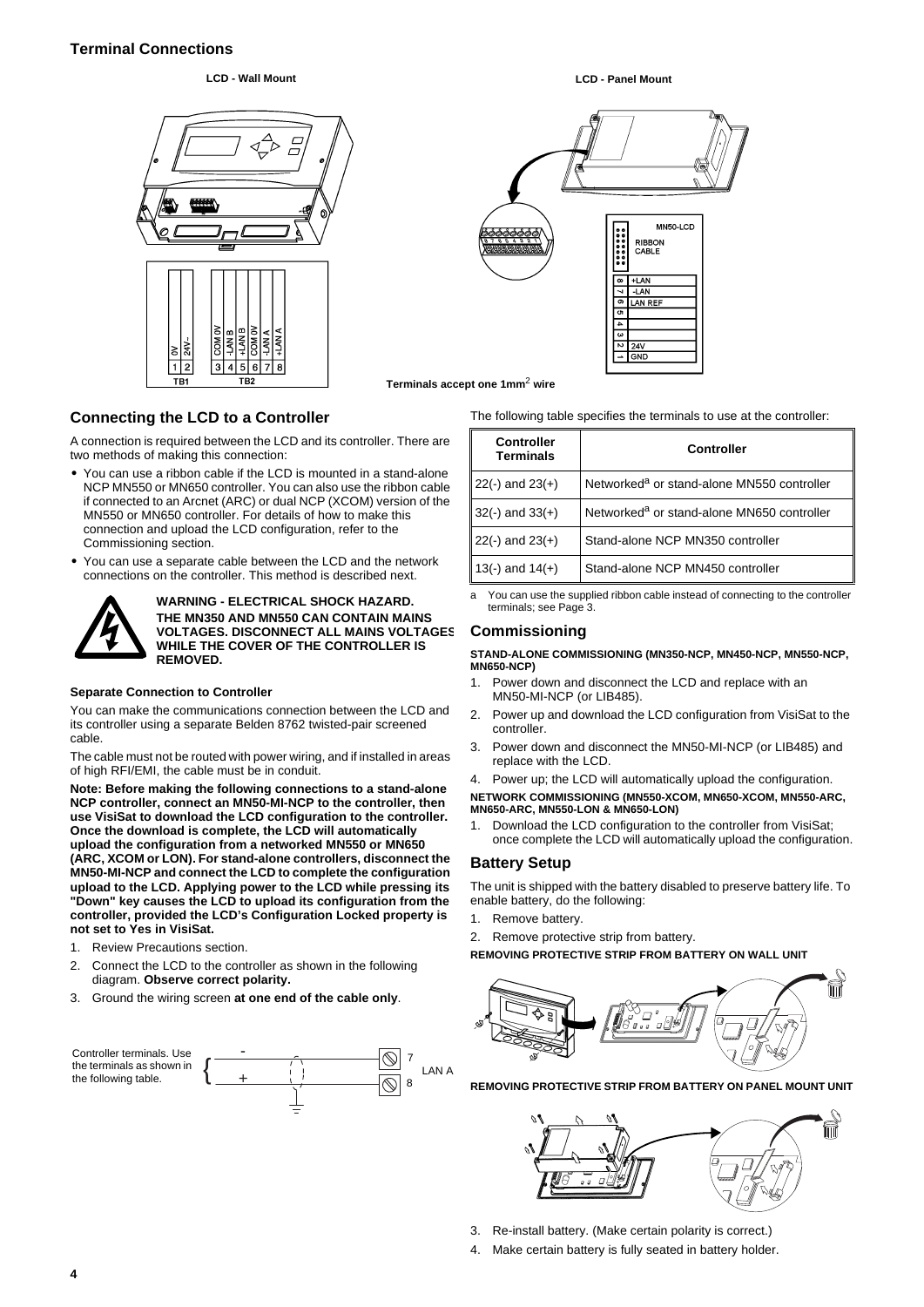## Terminal Connections

**LCD - Wall Mount**

| 1 | 2 | 3 | 4 | 5 | 6 | 7 | 8 |
|---|---|---|---|---|---|---|---|
| 0V | 24V~ | COM 0V | -LAN B | +LAN B | COM 0V | -LAN A | +LAN A |
| TB1 | | TB2 | | | | | |

**LCD - Panel Mount**

MN50-LCD

RIBBON CABLE

| Terminal | Function |
|---|---|
| 8 | +LAN |
| 7 | -LAN |
| 6 | LAN REF |
| 5 | |
| 4 | |
| 3 | |
| 2 | 24V |
| 1 | GND |

Terminals accept one 1mm$^2$ wire

## Connecting the LCD to a Controller

A connection is required between the LCD and its controller. There are two methods of making this connection:

- You can use a ribbon cable if the LCD is mounted in a stand-alone NCP MN550 or MN650 controller. You can also use the ribbon cable if connected to an Arcnet (ARC) or dual NCP (XCOM) version of the MN550 or MN650 controller. For details of how to make this connection and upload the LCD configuration, refer to the Commissioning section.
- You can use a separate cable between the LCD and the network connections on the controller. This method is described next.

**WARNING - ELECTRICAL SHOCK HAZARD. THE MN350 AND MN550 CAN CONTAIN MAINS VOLTAGES. DISCONNECT ALL MAINS VOLTAGES WHILE THE COVER OF THE CONTROLLER IS REMOVED.**

### Separate Connection to Controller

You can make the communications connection between the LCD and its controller using a separate Belden 8762 twisted-pair screened cable.

The cable must not be routed with power wiring, and if installed in areas of high RFI/EMI, the cable must be in conduit.

**Note: Before making the following connections to a stand-alone NCP controller, connect an MN50-MI-NCP to the controller, then use VisiSat to download the LCD configuration to the controller. Once the download is complete, the LCD will automatically upload the configuration from a networked MN550 or MN650 (ARC, XCOM or LON). For stand-alone controllers, disconnect the MN50-MI-NCP and connect the LCD to complete the configuration upload to the LCD. Applying power to the LCD while pressing its "Down" key causes the LCD to upload its configuration from the controller, provided the LCD's Configuration Locked property is not set to Yes in VisiSat.**

1. Review Precautions section.
2. Connect the LCD to the controller as shown in the following diagram. **Observe correct polarity.**
3. Ground the wiring screen **at one end of the cable only**.

Controller terminals. Use the terminals as shown in the following table. (- → 7, + → 8, LAN A)

The following table specifies the terminals to use at the controller:

| Controller Terminals | Controller |
|---|---|
| 22(-) and 23(+) | Networked[a] or stand-alone MN550 controller |
| 32(-) and 33(+) | Networked[a] or stand-alone MN650 controller |
| 22(-) and 23(+) | Stand-alone NCP MN350 controller |
| 13(-) and 14(+) | Stand-alone NCP MN450 controller |

a You can use the supplied ribbon cable instead of connecting to the controller terminals; see Page 3.

## Commissioning

**STAND-ALONE COMMISSIONING (MN350-NCP, MN450-NCP, MN550-NCP, MN650-NCP)**

1. Power down and disconnect the LCD and replace with an MN50-MI-NCP (or LIB485).
2. Power up and download the LCD configuration from VisiSat to the controller.
3. Power down and disconnect the MN50-MI-NCP (or LIB485) and replace with the LCD.
4. Power up; the LCD will automatically upload the configuration.

**NETWORK COMMISSIONING (MN550-XCOM, MN650-XCOM, MN550-ARC, MN650-ARC, MN550-LON & MN650-LON)**

1. Download the LCD configuration to the controller from VisiSat; once complete the LCD will automatically upload the configuration.

## Battery Setup

The unit is shipped with the battery disabled to preserve battery life. To enable battery, do the following:

1. Remove battery.
2. Remove protective strip from battery.

**REMOVING PROTECTIVE STRIP FROM BATTERY ON WALL UNIT**

**REMOVING PROTECTIVE STRIP FROM BATTERY ON PANEL MOUNT UNIT**

3. Re-install battery. (Make certain polarity is correct.)
4. Make certain battery is fully seated in battery holder.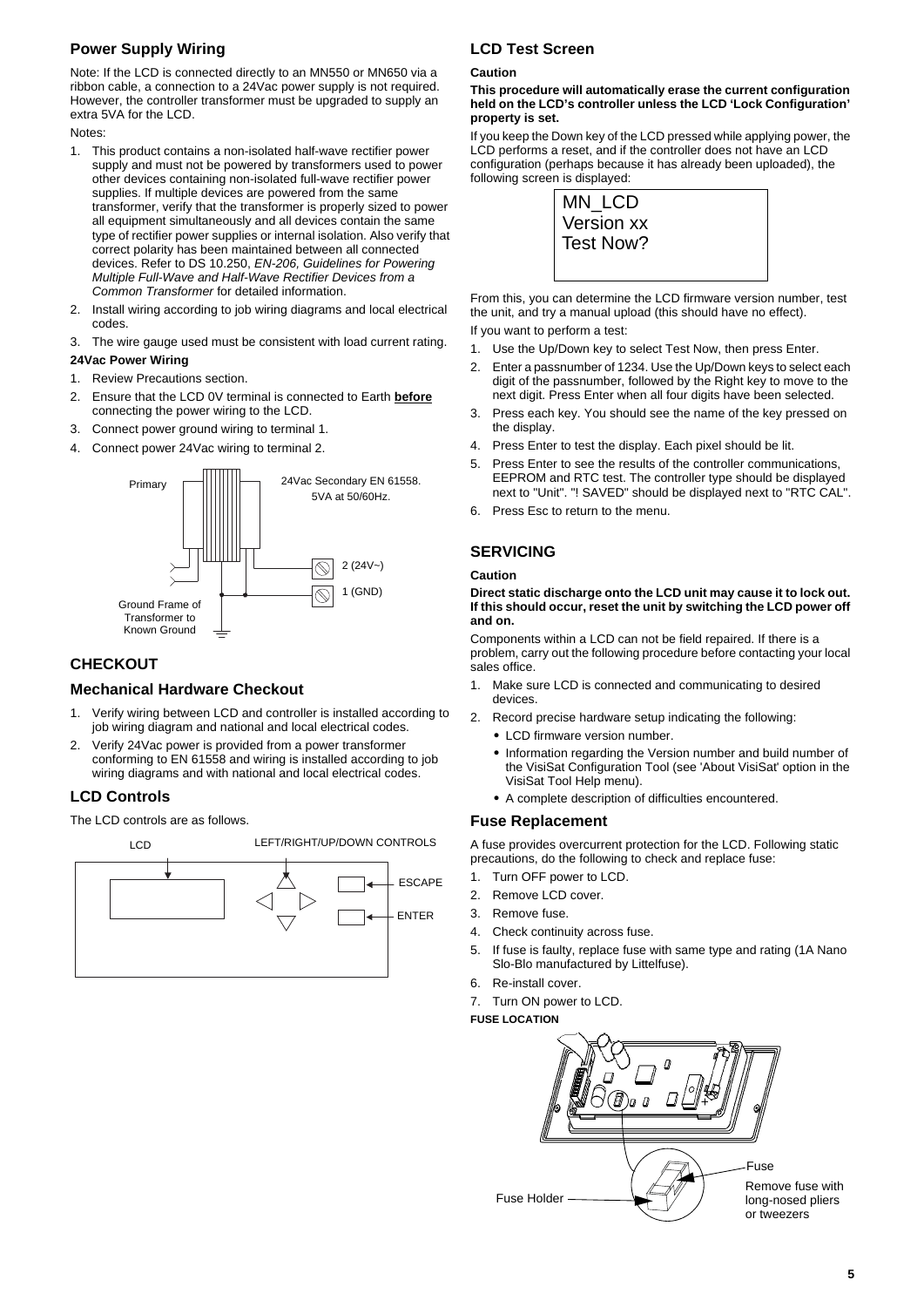## Power Supply Wiring

Note: If the LCD is connected directly to an MN550 or MN650 via a ribbon cable, a connection to a 24Vac power supply is not required. However, the controller transformer must be upgraded to supply an extra 5VA for the LCD.

Notes:

1. This product contains a non-isolated half-wave rectifier power supply and must not be powered by transformers used to power other devices containing non-isolated full-wave rectifier power supplies. If multiple devices are powered from the same transformer, verify that the transformer is properly sized to power all equipment simultaneously and all devices contain the same type of rectifier power supplies or internal isolation. Also verify that correct polarity has been maintained between all connected devices. Refer to DS 10.250, *EN-206, Guidelines for Powering Multiple Full-Wave and Half-Wave Rectifier Devices from a Common Transformer* for detailed information.
2. Install wiring according to job wiring diagrams and local electrical codes.
3. The wire gauge used must be consistent with load current rating.

**24Vac Power Wiring**

1. Review Precautions section.
2. Ensure that the LCD 0V terminal is connected to Earth **before** connecting the power wiring to the LCD.
3. Connect power ground wiring to terminal 1.
4. Connect power 24Vac wiring to terminal 2.

Primary

24Vac Secondary EN 61558. 5VA at 50/60Hz.

2 (24V~)

1 (GND)

Ground Frame of Transformer to Known Ground

## CHECKOUT

### Mechanical Hardware Checkout

1. Verify wiring between LCD and controller is installed according to job wiring diagram and national and local electrical codes.
2. Verify 24Vac power is provided from a power transformer conforming to EN 61558 and wiring is installed according to job wiring diagrams and with national and local electrical codes.

### LCD Controls

The LCD controls are as follows.

LCD

LEFT/RIGHT/UP/DOWN CONTROLS

ESCAPE

ENTER

## LCD Test Screen

**Caution**

**This procedure will automatically erase the current configuration held on the LCD's controller unless the LCD 'Lock Configuration' property is set.**

If you keep the Down key of the LCD pressed while applying power, the LCD performs a reset, and if the controller does not have an LCD configuration (perhaps because it has already been uploaded), the following screen is displayed:

```
MN_LCD
Version xx
Test Now?
```

From this, you can determine the LCD firmware version number, test the unit, and try a manual upload (this should have no effect).

If you want to perform a test:

1. Use the Up/Down key to select Test Now, then press Enter.
2. Enter a passnumber of 1234. Use the Up/Down keys to select each digit of the passnumber, followed by the Right key to move to the next digit. Press Enter when all four digits have been selected.
3. Press each key. You should see the name of the key pressed on the display.
4. Press Enter to test the display. Each pixel should be lit.
5. Press Enter to see the results of the controller communications, EEPROM and RTC test. The controller type should be displayed next to "Unit". "! SAVED" should be displayed next to "RTC CAL".
6. Press Esc to return to the menu.

## SERVICING

**Caution**

**Direct static discharge onto the LCD unit may cause it to lock out. If this should occur, reset the unit by switching the LCD power off and on.**

Components within a LCD can not be field repaired. If there is a problem, carry out the following procedure before contacting your local sales office.

1. Make sure LCD is connected and communicating to desired devices.
2. Record precise hardware setup indicating the following:
   - LCD firmware version number.
   - Information regarding the Version number and build number of the VisiSat Configuration Tool (see 'About VisiSat' option in the VisiSat Tool Help menu).
   - A complete description of difficulties encountered.

### Fuse Replacement

A fuse provides overcurrent protection for the LCD. Following static precautions, do the following to check and replace fuse:

1. Turn OFF power to LCD.
2. Remove LCD cover.
3. Remove fuse.
4. Check continuity across fuse.
5. If fuse is faulty, replace fuse with same type and rating (1A Nano Slo-Blo manufactured by Littelfuse).
6. Re-install cover.
7. Turn ON power to LCD.

**FUSE LOCATION**

Fuse

Remove fuse with long-nosed pliers or tweezers

Fuse Holder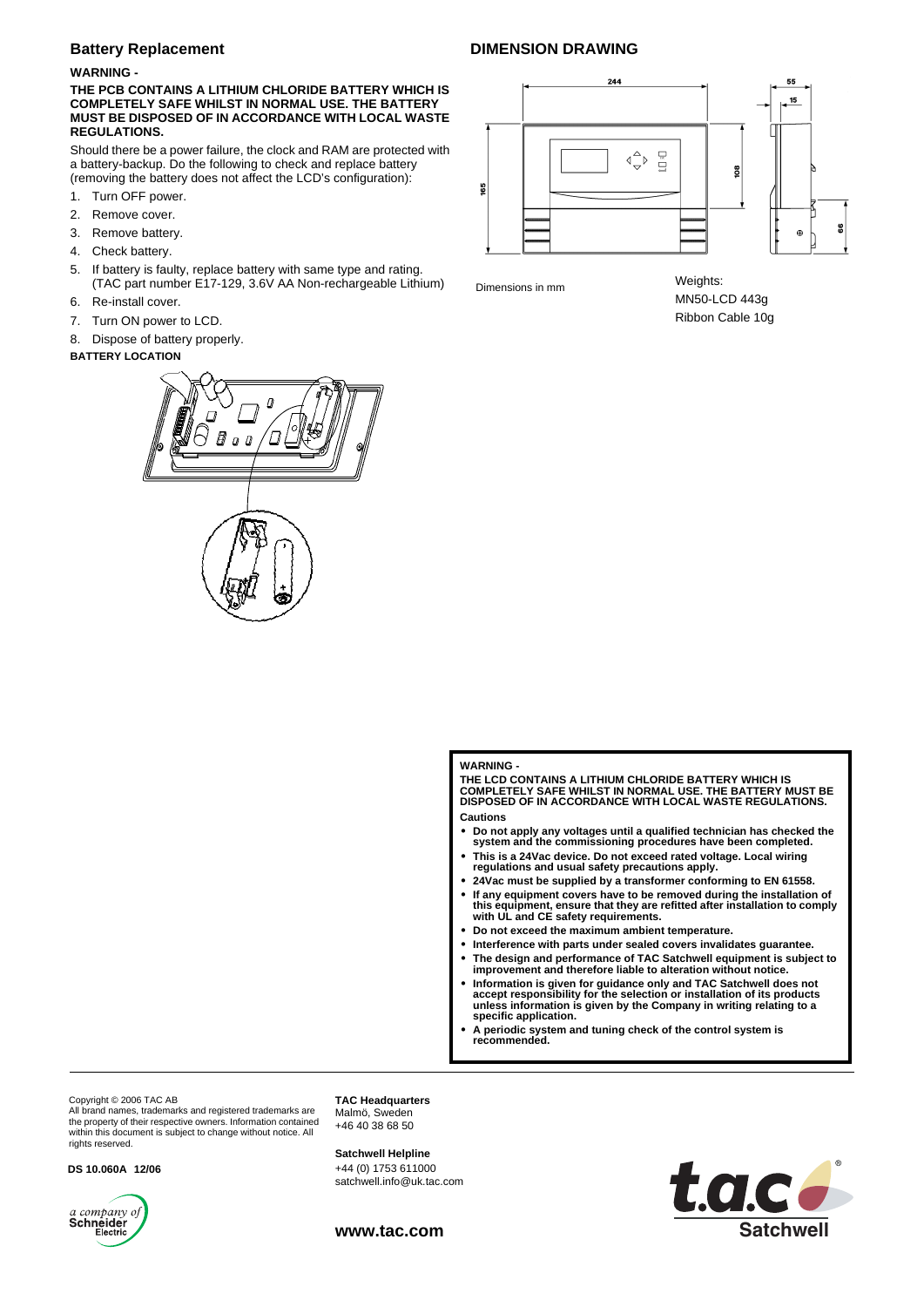## Battery Replacement

**WARNING -**

**THE PCB CONTAINS A LITHIUM CHLORIDE BATTERY WHICH IS COMPLETELY SAFE WHILST IN NORMAL USE. THE BATTERY MUST BE DISPOSED OF IN ACCORDANCE WITH LOCAL WASTE REGULATIONS.**

Should there be a power failure, the clock and RAM are protected with a battery-backup. Do the following to check and replace battery (removing the battery does not affect the LCD's configuration):

1. Turn OFF power.
2. Remove cover.
3. Remove battery.
4. Check battery.
5. If battery is faulty, replace battery with same type and rating. (TAC part number E17-129, 3.6V AA Non-rechargeable Lithium)
6. Re-install cover.
7. Turn ON power to LCD.
8. Dispose of battery properly.

**BATTERY LOCATION**

## DIMENSION DRAWING

244

55

15

165

108

66

Dimensions in mm

Weights:
MN50-LCD 443g
Ribbon Cable 10g

**WARNING -**

**THE LCD CONTAINS A LITHIUM CHLORIDE BATTERY WHICH IS COMPLETELY SAFE WHILST IN NORMAL USE. THE BATTERY MUST BE DISPOSED OF IN ACCORDANCE WITH LOCAL WASTE REGULATIONS.**

**Cautions**

- **Do not apply any voltages until a qualified technician has checked the system and the commissioning procedures have been completed.**
- **This is a 24Vac device. Do not exceed rated voltage. Local wiring regulations and usual safety precautions apply.**
- **24Vac must be supplied by a transformer conforming to EN 61558.**
- **If any equipment covers have to be removed during the installation of this equipment, ensure that they are refitted after installation to comply with UL and CE safety requirements.**
- **Do not exceed the maximum ambient temperature.**
- **Interference with parts under sealed covers invalidates guarantee.**
- **The design and performance of TAC Satchwell equipment is subject to improvement and therefore liable to alteration without notice.**
- **Information is given for guidance only and TAC Satchwell does not accept responsibility for the selection or installation of its products unless information is given by the Company in writing relating to a specific application.**
- **A periodic system and tuning check of the control system is recommended.**

Copyright © 2006 TAC AB
All brand names, trademarks and registered trademarks are the property of their respective owners. Information contained within this document is subject to change without notice. All rights reserved.

**DS 10.060A 12/06**

a company of Schneider Electric

**TAC Headquarters**
Malmö, Sweden
+46 40 38 68 50

**Satchwell Helpline**
+44 (0) 1753 611000
satchwell.info@uk.tac.com

**www.tac.com**

t.a.c® Satchwell